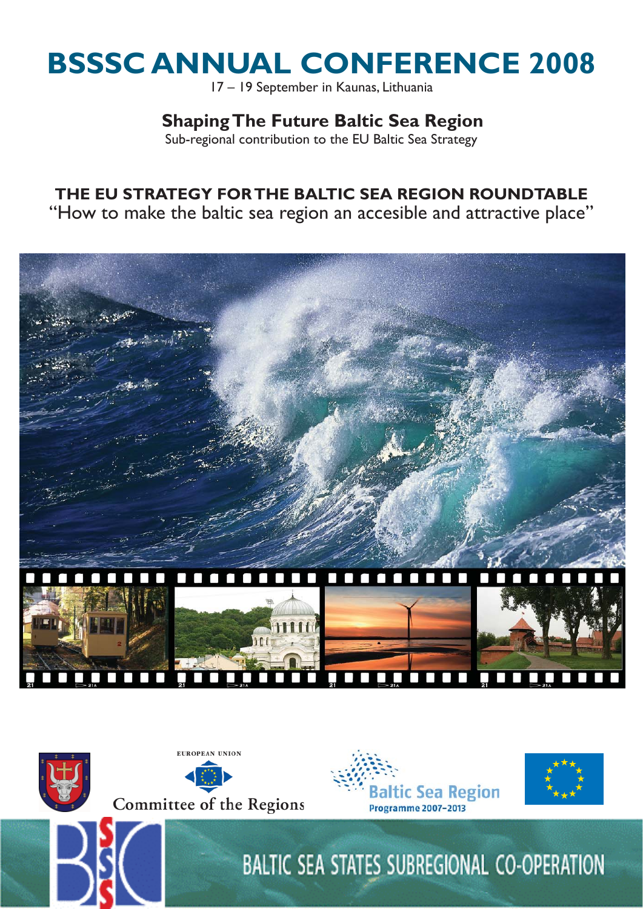# BSSSC ANNUAL CONFERENCE 2008

17 – 19 September in Kaunas, Lithuania

## Shaping The Future Baltic Sea Region

Sub-regional contribution to the EU Baltic Sea Strategy

## THE EU STRATEGY FOR THE BALTIC SEA REGION ROUNDTABLE

"How to make the baltic sea region an accesible and attractive place"

EUROPEAN UNION

Committee of the Regions

Baltic Sea Region

Programme 2007–2013

BALTIC SEA STATES SUBREGIONAL CO-OPERATION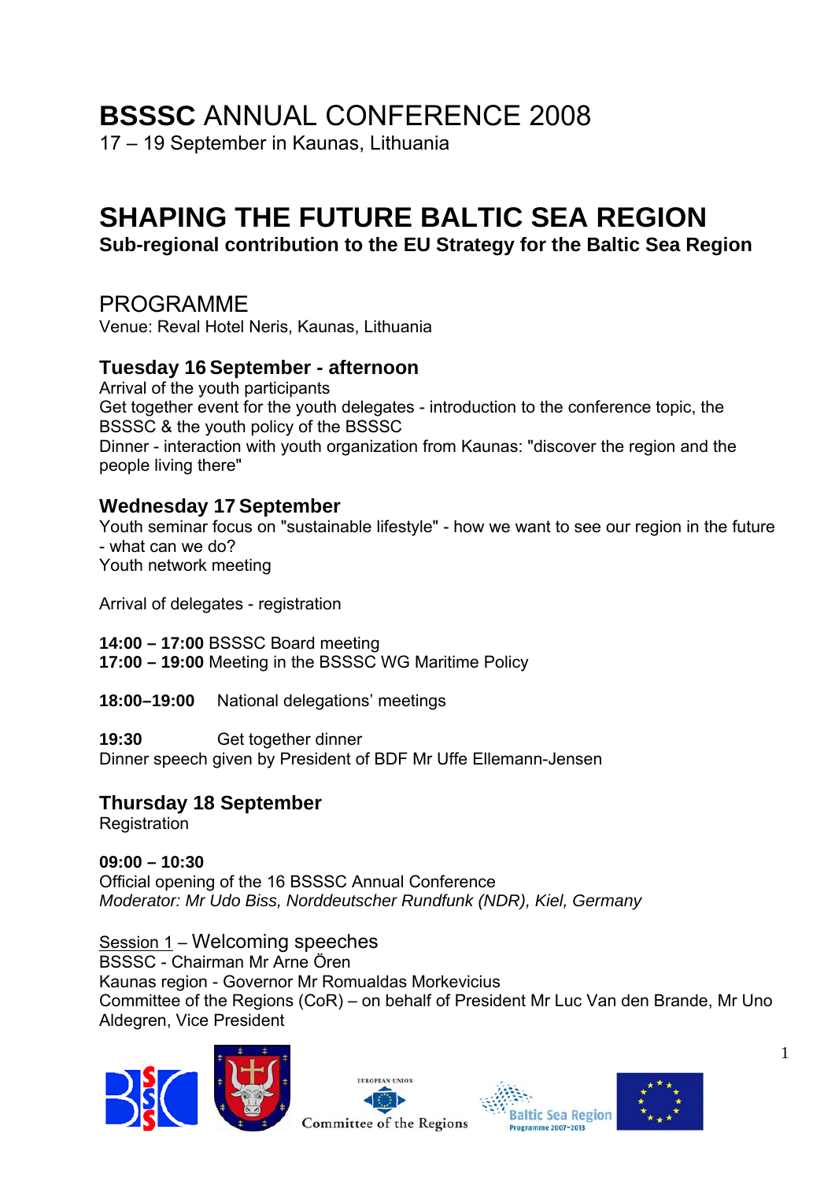# **BSSSC** ANNUAL CONFERENCE 2008

17 – 19 September in Kaunas, Lithuania

# SHAPING THE FUTURE BALTIC SEA REGION

**Sub-regional contribution to the EU Strategy for the Baltic Sea Region**

## PROGRAMME

Venue: Reval Hotel Neris, Kaunas, Lithuania

### Tuesday 16 September - afternoon

Arrival of the youth participants
Get together event for the youth delegates - introduction to the conference topic, the BSSSC & the youth policy of the BSSSC
Dinner - interaction with youth organization from Kaunas: "discover the region and the people living there"

### Wednesday 17 September

Youth seminar focus on "sustainable lifestyle" - how we want to see our region in the future - what can we do?
Youth network meeting

Arrival of delegates - registration

**14:00 – 17:00** BSSSC Board meeting
**17:00 – 19:00** Meeting in the BSSSC WG Maritime Policy

**18:00–19:00** National delegations' meetings

**19:30** Get together dinner
Dinner speech given by President of BDF Mr Uffe Ellemann-Jensen

### Thursday 18 September

Registration

**09:00 – 10:30**
Official opening of the 16 BSSSC Annual Conference
*Moderator: Mr Udo Biss, Norddeutscher Rundfunk (NDR), Kiel, Germany*

Session 1 – Welcoming speeches
BSSSC - Chairman Mr Arne Ören
Kaunas region - Governor Mr Romualdas Morkevicius
Committee of the Regions (CoR) – on behalf of President Mr Luc Van den Brande, Mr Uno Aldegren, Vice President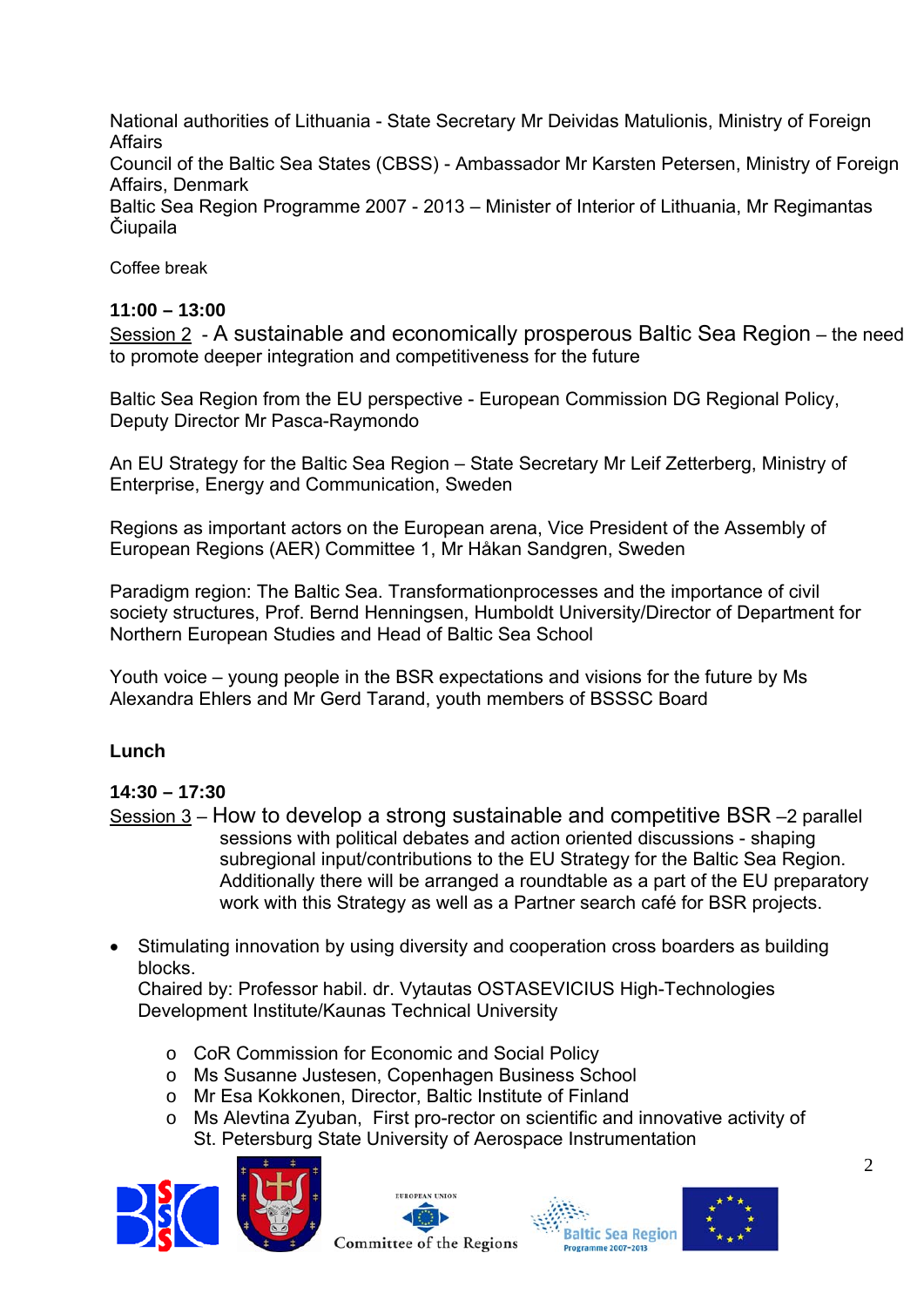National authorities of Lithuania - State Secretary Mr Deividas Matulionis, Ministry of Foreign Affairs
Council of the Baltic Sea States (CBSS) - Ambassador Mr Karsten Petersen, Ministry of Foreign Affairs, Denmark
Baltic Sea Region Programme 2007 - 2013 – Minister of Interior of Lithuania, Mr Regimantas Čiupaila

Coffee break

**11:00 – 13:00**
Session 2 - A sustainable and economically prosperous Baltic Sea Region – the need to promote deeper integration and competitiveness for the future

Baltic Sea Region from the EU perspective - European Commission DG Regional Policy, Deputy Director Mr Pasca-Raymondo

An EU Strategy for the Baltic Sea Region – State Secretary Mr Leif Zetterberg, Ministry of Enterprise, Energy and Communication, Sweden

Regions as important actors on the European arena, Vice President of the Assembly of European Regions (AER) Committee 1, Mr Håkan Sandgren, Sweden

Paradigm region: The Baltic Sea. Transformationprocesses and the importance of civil society structures, Prof. Bernd Henningsen, Humboldt University/Director of Department for Northern European Studies and Head of Baltic Sea School

Youth voice – young people in the BSR expectations and visions for the future by Ms Alexandra Ehlers and Mr Gerd Tarand, youth members of BSSSC Board

**Lunch**

**14:30 – 17:30**
Session 3 – How to develop a strong sustainable and competitive BSR –2 parallel sessions with political debates and action oriented discussions - shaping subregional input/contributions to the EU Strategy for the Baltic Sea Region. Additionally there will be arranged a roundtable as a part of the EU preparatory work with this Strategy as well as a Partner search café for BSR projects.

- Stimulating innovation by using diversity and cooperation cross boarders as building blocks.
  Chaired by: Professor habil. dr. Vytautas OSTASEVICIUS High-Technologies Development Institute/Kaunas Technical University
  - CoR Commission for Economic and Social Policy
  - Ms Susanne Justesen, Copenhagen Business School
  - Mr Esa Kokkonen, Director, Baltic Institute of Finland
  - Ms Alevtina Zyuban, First pro-rector on scientific and innovative activity of St. Petersburg State University of Aerospace Instrumentation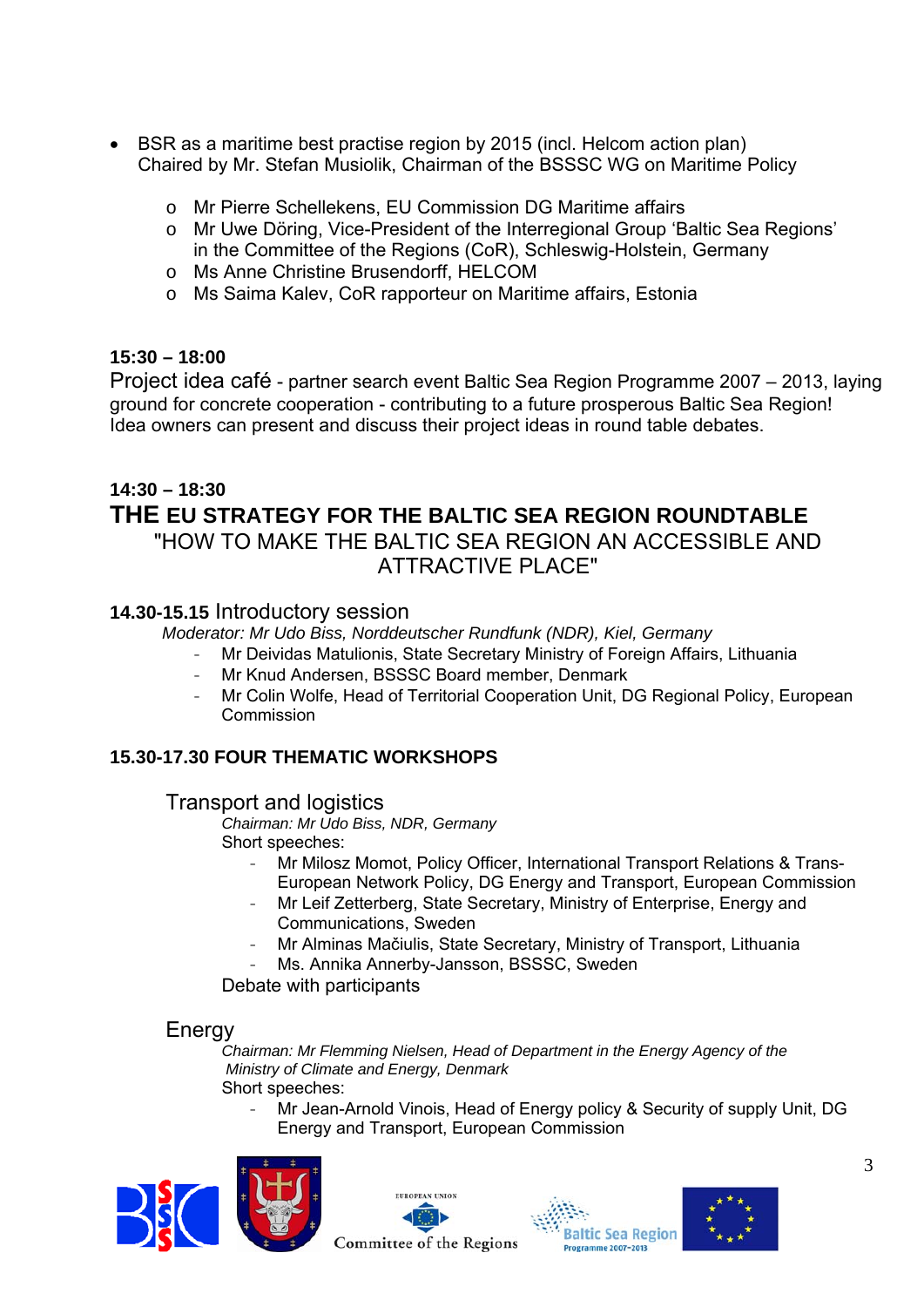- BSR as a maritime best practise region by 2015 (incl. Helcom action plan)
  Chaired by Mr. Stefan Musiolik, Chairman of the BSSSC WG on Maritime Policy
  - Mr Pierre Schellekens, EU Commission DG Maritime affairs
  - Mr Uwe Döring, Vice-President of the Interregional Group 'Baltic Sea Regions' in the Committee of the Regions (CoR), Schleswig-Holstein, Germany
  - Ms Anne Christine Brusendorff, HELCOM
  - Ms Saima Kalev, CoR rapporteur on Maritime affairs, Estonia

**15:30 – 18:00**

Project idea café - partner search event Baltic Sea Region Programme 2007 – 2013, laying ground for concrete cooperation - contributing to a future prosperous Baltic Sea Region! Idea owners can present and discuss their project ideas in round table debates.

**14:30 – 18:30**

## THE EU STRATEGY FOR THE BALTIC SEA REGION ROUNDTABLE

"HOW TO MAKE THE BALTIC SEA REGION AN ACCESSIBLE AND ATTRACTIVE PLACE"

**14.30-15.15** Introductory session

*Moderator: Mr Udo Biss, Norddeutscher Rundfunk (NDR), Kiel, Germany*

- Mr Deividas Matulionis, State Secretary Ministry of Foreign Affairs, Lithuania
- Mr Knud Andersen, BSSSC Board member, Denmark
- Mr Colin Wolfe, Head of Territorial Cooperation Unit, DG Regional Policy, European Commission

**15.30-17.30 FOUR THEMATIC WORKSHOPS**

### Transport and logistics

*Chairman: Mr Udo Biss, NDR, Germany*

Short speeches:

- Mr Milosz Momot, Policy Officer, International Transport Relations & Trans-European Network Policy, DG Energy and Transport, European Commission
- Mr Leif Zetterberg, State Secretary, Ministry of Enterprise, Energy and Communications, Sweden
- Mr Alminas Mačiulis, State Secretary, Ministry of Transport, Lithuania
- Ms. Annika Annerby-Jansson, BSSSC, Sweden

Debate with participants

### Energy

*Chairman: Mr Flemming Nielsen, Head of Department in the Energy Agency of the Ministry of Climate and Energy, Denmark*

Short speeches:

- Mr Jean-Arnold Vinois, Head of Energy policy & Security of supply Unit, DG Energy and Transport, European Commission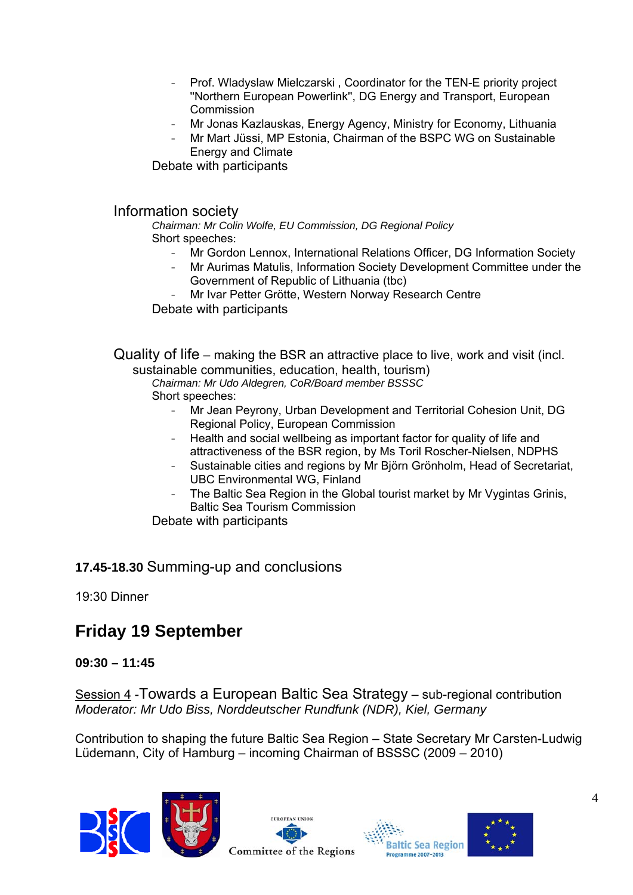- Prof. Wladyslaw Mielczarski , Coordinator for the TEN-E priority project "Northern European Powerlink", DG Energy and Transport, European Commission
- Mr Jonas Kazlauskas, Energy Agency, Ministry for Economy, Lithuania
- Mr Mart Jüssi, MP Estonia, Chairman of the BSPC WG on Sustainable Energy and Climate

Debate with participants

### Information society

*Chairman: Mr Colin Wolfe, EU Commission, DG Regional Policy*

Short speeches:

- Mr Gordon Lennox, International Relations Officer, DG Information Society
- Mr Aurimas Matulis, Information Society Development Committee under the Government of Republic of Lithuania (tbc)
- Mr Ivar Petter Grötte, Western Norway Research Centre

Debate with participants

### Quality of life – making the BSR an attractive place to live, work and visit (incl. sustainable communities, education, health, tourism)

*Chairman: Mr Udo Aldegren, CoR/Board member BSSSC*

Short speeches:

- Mr Jean Peyrony, Urban Development and Territorial Cohesion Unit, DG Regional Policy, European Commission
- Health and social wellbeing as important factor for quality of life and attractiveness of the BSR region, by Ms Toril Roscher-Nielsen, NDPHS
- Sustainable cities and regions by Mr Björn Grönholm, Head of Secretariat, UBC Environmental WG, Finland
- The Baltic Sea Region in the Global tourist market by Mr Vygintas Grinis, Baltic Sea Tourism Commission

Debate with participants

**17.45-18.30** Summing-up and conclusions

19:30 Dinner

## Friday 19 September

**09:30 – 11:45**

Session 4 -Towards a European Baltic Sea Strategy – sub-regional contribution
*Moderator: Mr Udo Biss, Norddeutscher Rundfunk (NDR), Kiel, Germany*

Contribution to shaping the future Baltic Sea Region – State Secretary Mr Carsten-Ludwig Lüdemann, City of Hamburg – incoming Chairman of BSSSC (2009 – 2010)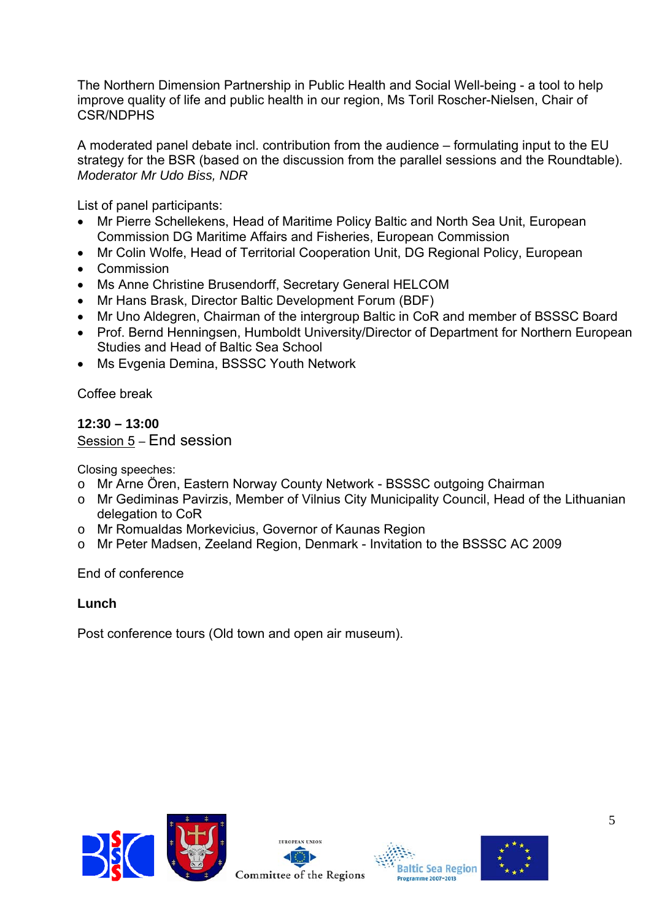The Northern Dimension Partnership in Public Health and Social Well-being - a tool to help improve quality of life and public health in our region, Ms Toril Roscher-Nielsen, Chair of CSR/NDPHS

A moderated panel debate incl. contribution from the audience – formulating input to the EU strategy for the BSR (based on the discussion from the parallel sessions and the Roundtable). *Moderator Mr Udo Biss, NDR*

List of panel participants:

- Mr Pierre Schellekens, Head of Maritime Policy Baltic and North Sea Unit, European Commission DG Maritime Affairs and Fisheries, European Commission
- Mr Colin Wolfe, Head of Territorial Cooperation Unit, DG Regional Policy, European
- Commission
- Ms Anne Christine Brusendorff, Secretary General HELCOM
- Mr Hans Brask, Director Baltic Development Forum (BDF)
- Mr Uno Aldegren, Chairman of the intergroup Baltic in CoR and member of BSSSC Board
- Prof. Bernd Henningsen, Humboldt University/Director of Department for Northern European Studies and Head of Baltic Sea School
- Ms Evgenia Demina, BSSSC Youth Network

Coffee break

**12:30 – 13:00**
Session 5 – End session

Closing speeches:

- Mr Arne Ören, Eastern Norway County Network - BSSSC outgoing Chairman
- Mr Gediminas Pavirzis, Member of Vilnius City Municipality Council, Head of the Lithuanian delegation to CoR
- Mr Romualdas Morkevicius, Governor of Kaunas Region
- Mr Peter Madsen, Zeeland Region, Denmark - Invitation to the BSSSC AC 2009

End of conference

**Lunch**

Post conference tours (Old town and open air museum).